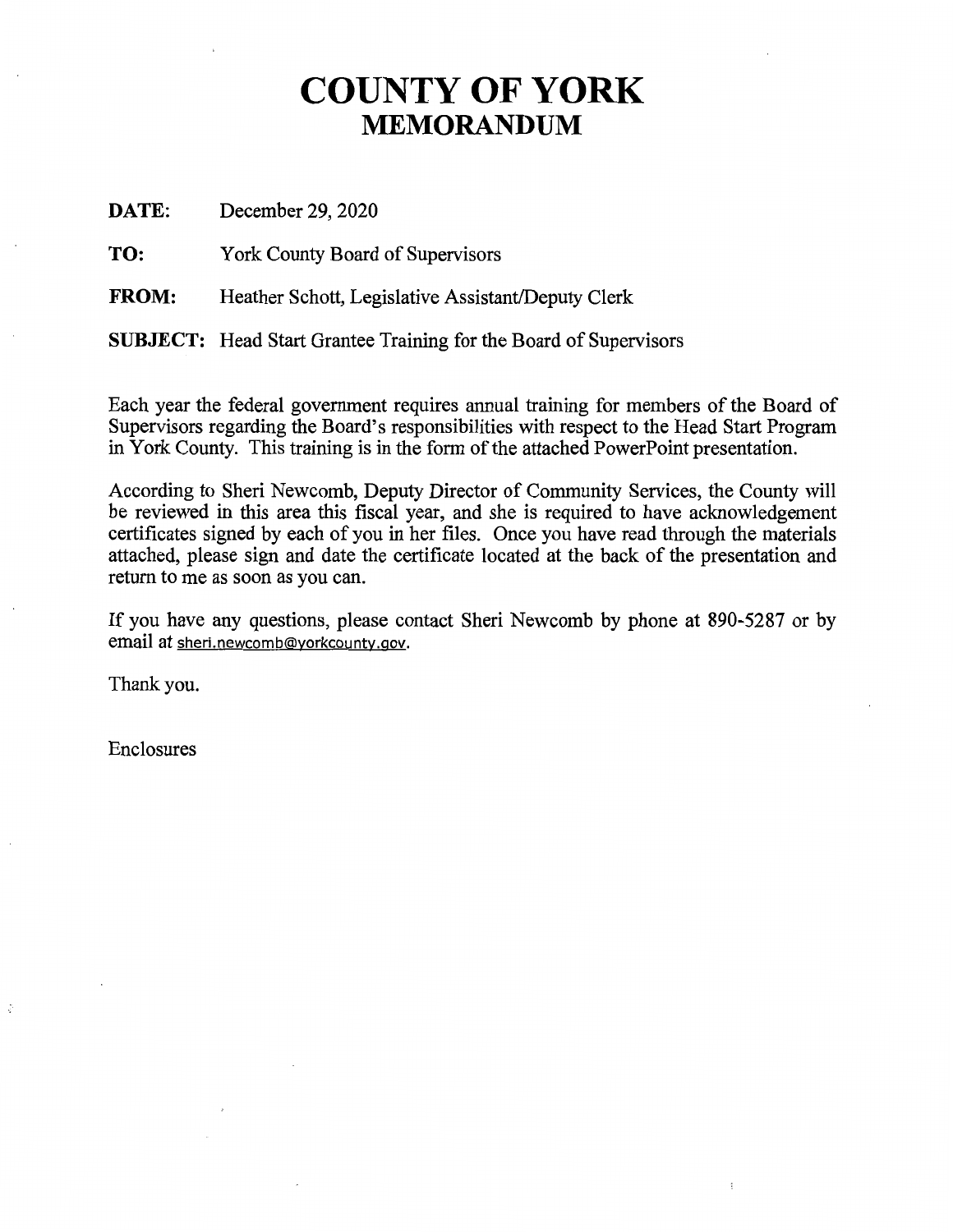# COUNTY OF YORK
## MEMORANDUM

**DATE:** December 29, 2020

**TO:** York County Board of Supervisors

**FROM:** Heather Schott, Legislative Assistant/Deputy Clerk

**SUBJECT:** Head Start Grantee Training for the Board of Supervisors

Each year the federal government requires annual training for members of the Board of Supervisors regarding the Board's responsibilities with respect to the Head Start Program in York County. This training is in the form of the attached PowerPoint presentation.

According to Sheri Newcomb, Deputy Director of Community Services, the County will be reviewed in this area this fiscal year, and she is required to have acknowledgement certificates signed by each of you in her files. Once you have read through the materials attached, please sign and date the certificate located at the back of the presentation and return to me as soon as you can.

If you have any questions, please contact Sheri Newcomb by phone at 890-5287 or by email at sheri.newcomb@yorkcounty.gov.

Thank you.

Enclosures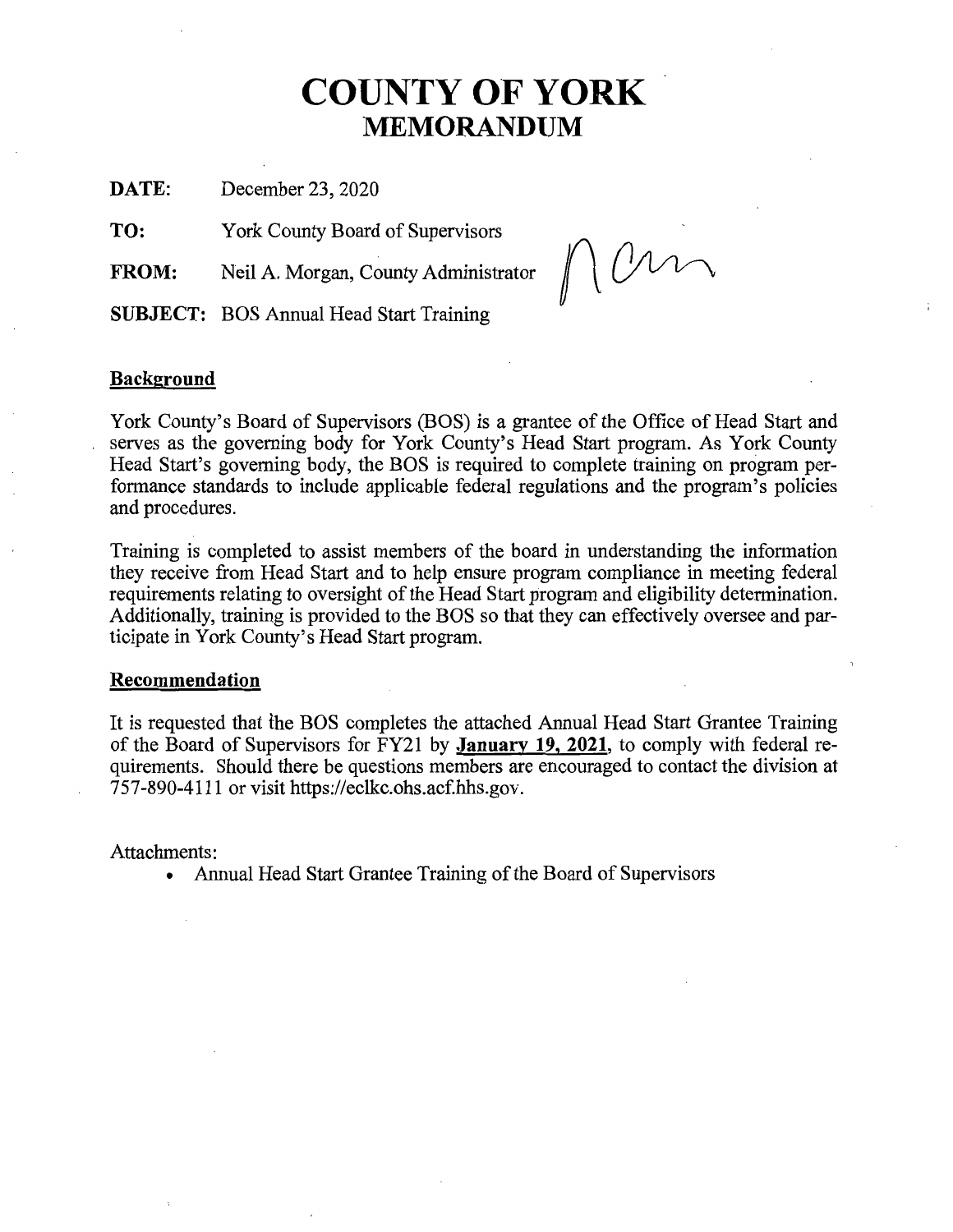# COUNTY OF YORK
## MEMORANDUM

**DATE:** December 23, 2020

**TO:** York County Board of Supervisors

**FROM:** Neil A. Morgan, County Administrator

**SUBJECT:** BOS Annual Head Start Training

### Background

York County's Board of Supervisors (BOS) is a grantee of the Office of Head Start and serves as the governing body for York County's Head Start program. As York County Head Start's governing body, the BOS is required to complete training on program performance standards to include applicable federal regulations and the program's policies and procedures.

Training is completed to assist members of the board in understanding the information they receive from Head Start and to help ensure program compliance in meeting federal requirements relating to oversight of the Head Start program and eligibility determination. Additionally, training is provided to the BOS so that they can effectively oversee and participate in York County's Head Start program.

### Recommendation

It is requested that the BOS completes the attached Annual Head Start Grantee Training of the Board of Supervisors for FY21 by **January 19, 2021**, to comply with federal requirements. Should there be questions members are encouraged to contact the division at 757-890-4111 or visit https://eclkc.ohs.acf.hhs.gov.

Attachments:

- Annual Head Start Grantee Training of the Board of Supervisors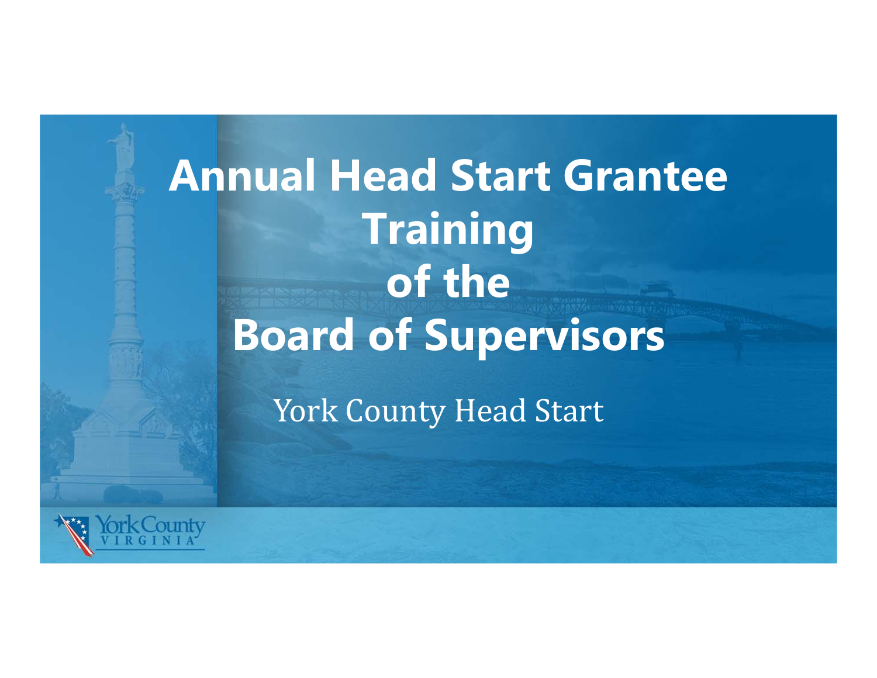# Annual Head Start Grantee Training of the Board of Supervisors

York County Head Start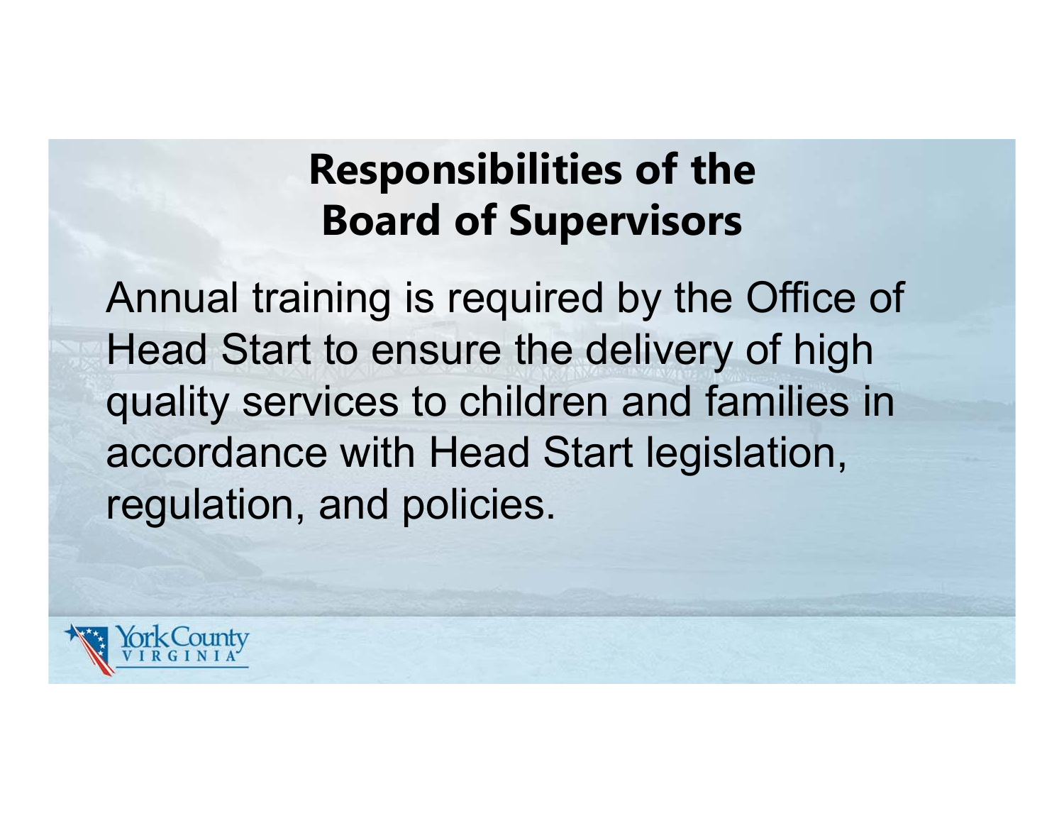# Responsibilities of the Board of Supervisors

Annual training is required by the Office of Head Start to ensure the delivery of high quality services to children and families in accordance with Head Start legislation, regulation, and policies.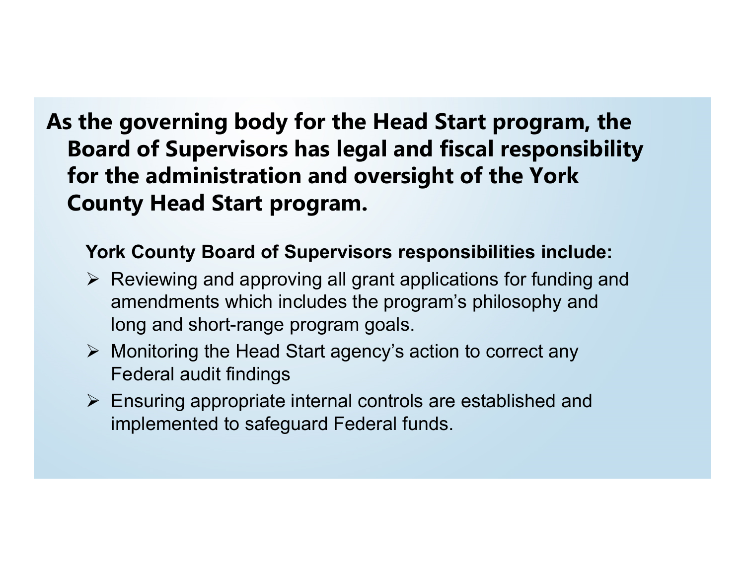**As the governing body for the Head Start program, the Board of Supervisors has legal and fiscal responsibility for the administration and oversight of the York County Head Start program.**

**York County Board of Supervisors responsibilities include:**

- Reviewing and approving all grant applications for funding and amendments which includes the program's philosophy and long and short-range program goals.
- Monitoring the Head Start agency's action to correct any Federal audit findings
- Ensuring appropriate internal controls are established and implemented to safeguard Federal funds.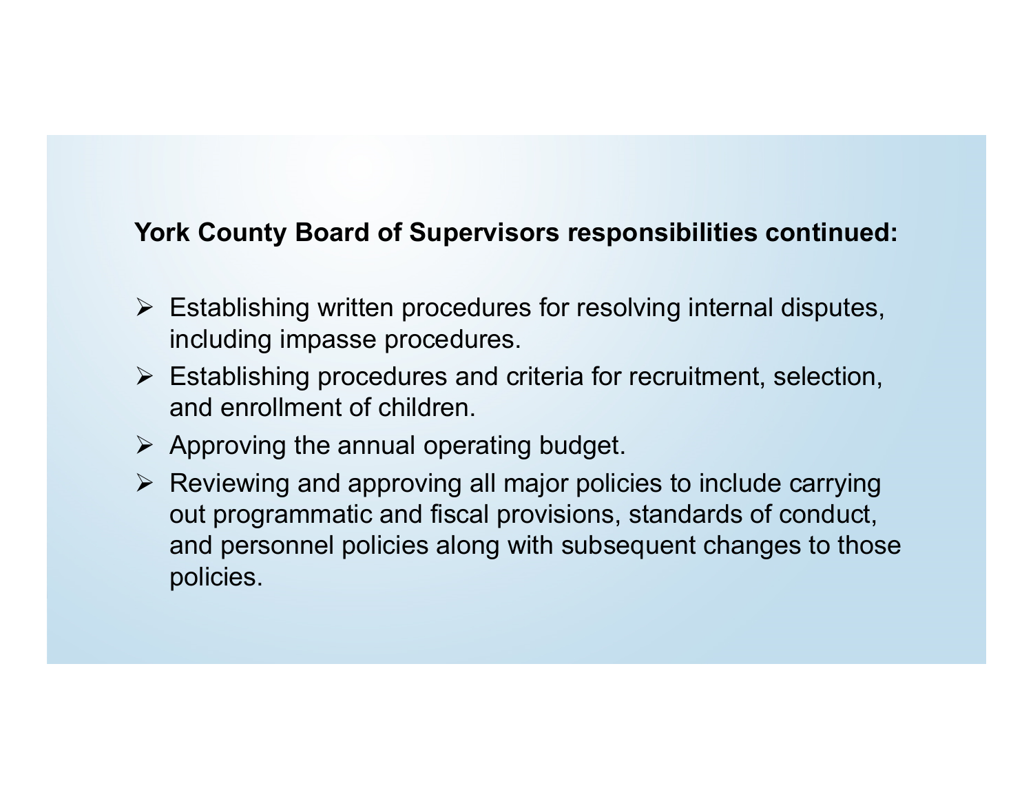**York County Board of Supervisors responsibilities continued:**

- Establishing written procedures for resolving internal disputes, including impasse procedures.
- Establishing procedures and criteria for recruitment, selection, and enrollment of children.
- Approving the annual operating budget.
- Reviewing and approving all major policies to include carrying out programmatic and fiscal provisions, standards of conduct, and personnel policies along with subsequent changes to those policies.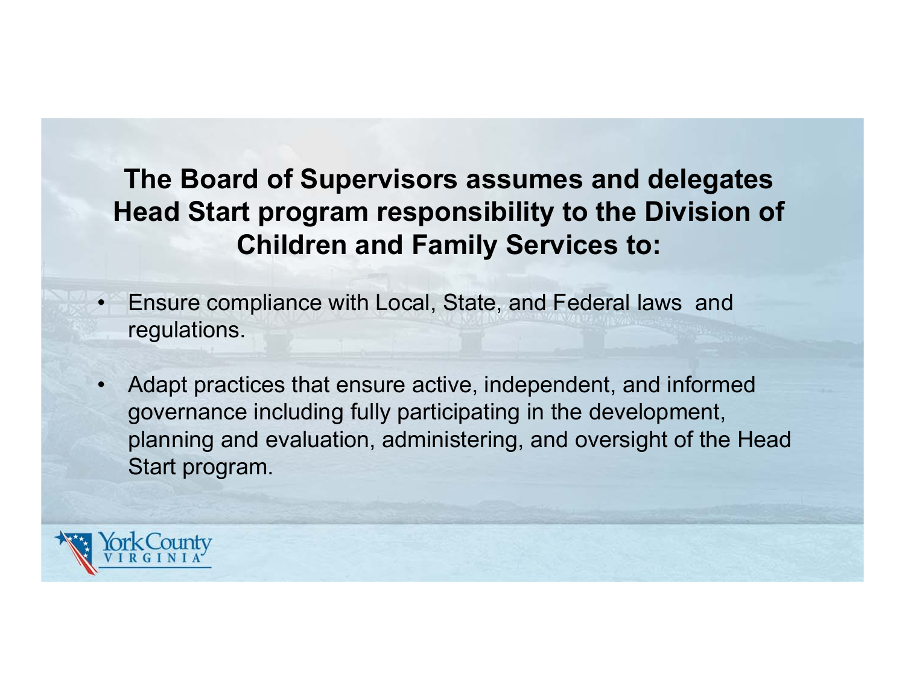## The Board of Supervisors assumes and delegates Head Start program responsibility to the Division of Children and Family Services to:

- Ensure compliance with Local, State, and Federal laws and regulations.
- Adapt practices that ensure active, independent, and informed governance including fully participating in the development, planning and evaluation, administering, and oversight of the Head Start program.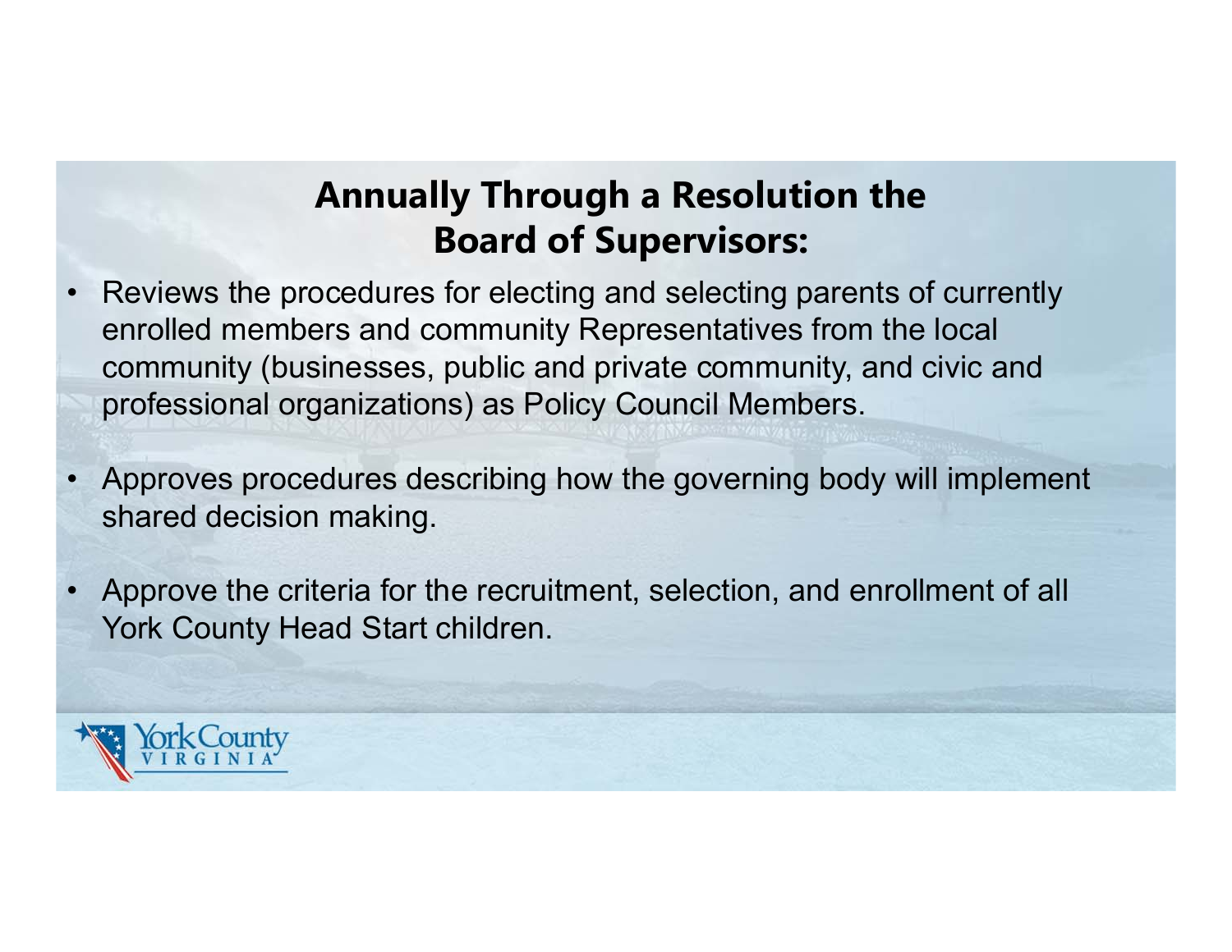## Annually Through a Resolution the Board of Supervisors:

- Reviews the procedures for electing and selecting parents of currently enrolled members and community Representatives from the local community (businesses, public and private community, and civic and professional organizations) as Policy Council Members.

- Approves procedures describing how the governing body will implement shared decision making.

- Approve the criteria for the recruitment, selection, and enrollment of all York County Head Start children.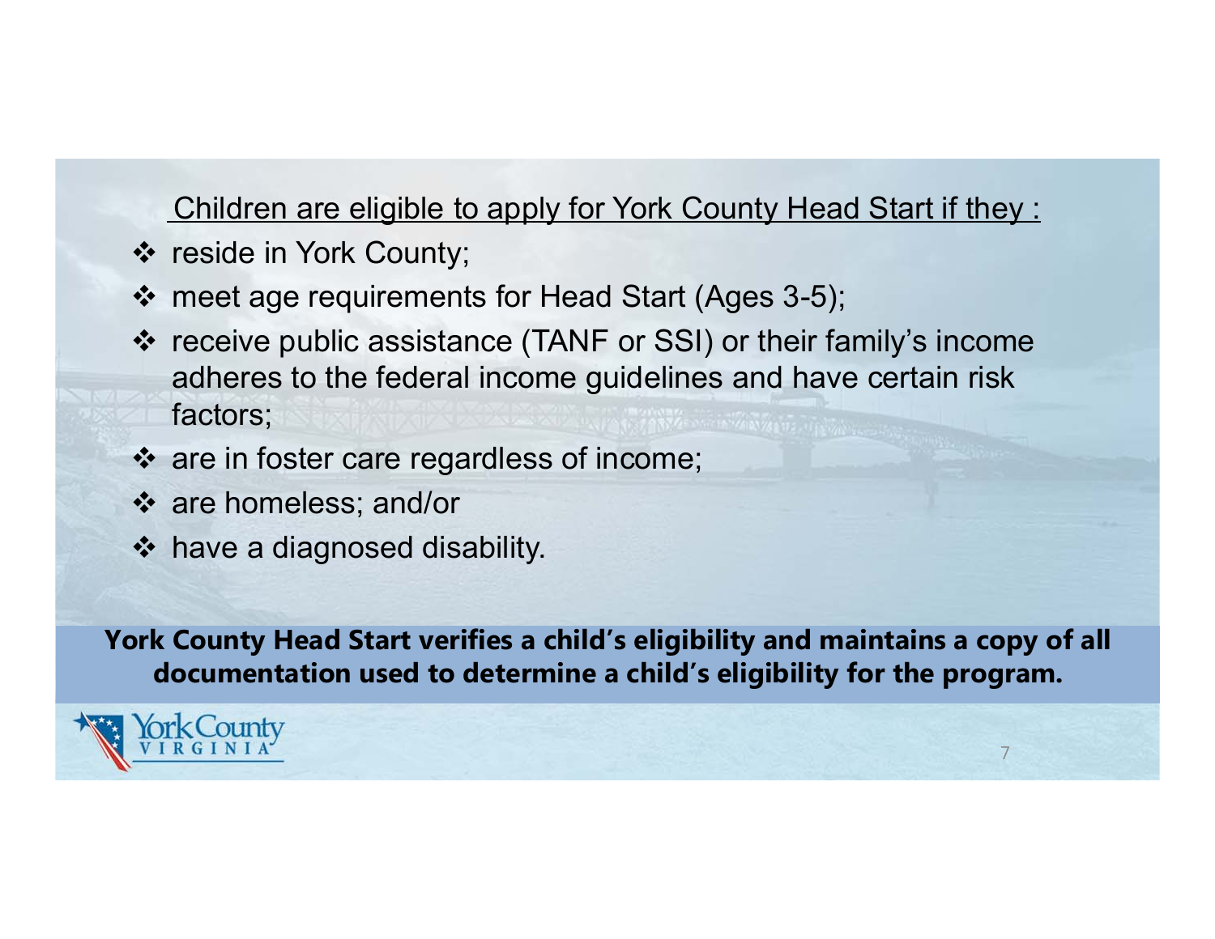Children are eligible to apply for York County Head Start if they :

- reside in York County;
- meet age requirements for Head Start (Ages 3-5);
- receive public assistance (TANF or SSI) or their family's income adheres to the federal income guidelines and have certain risk factors;
- are in foster care regardless of income;
- are homeless; and/or
- have a diagnosed disability.

**York County Head Start verifies a child's eligibility and maintains a copy of all documentation used to determine a child's eligibility for the program.**

York County VIRGINIA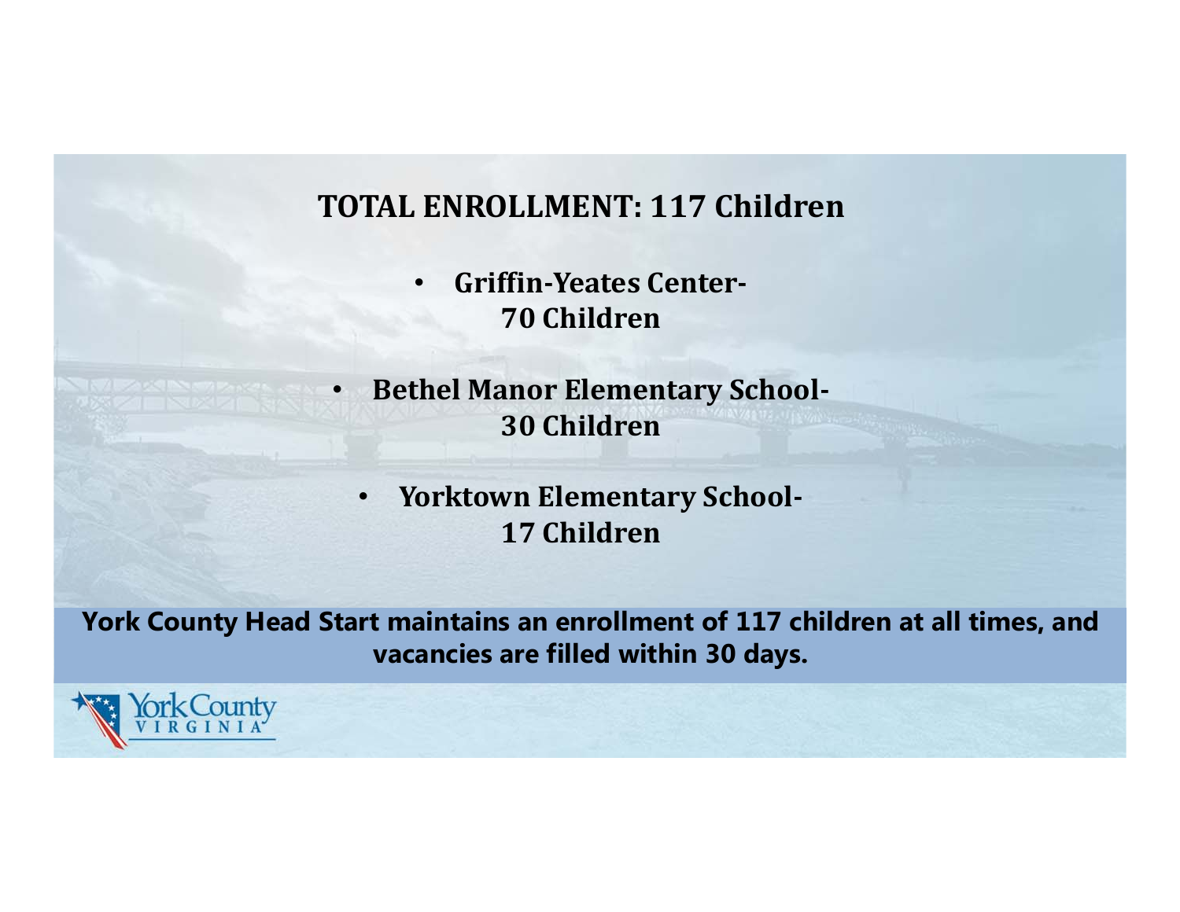## TOTAL ENROLLMENT: 117 Children

- **Griffin-Yeates Center- 70 Children**
- **Bethel Manor Elementary School- 30 Children**
- **Yorktown Elementary School- 17 Children**

**York County Head Start maintains an enrollment of 117 children at all times, and vacancies are filled within 30 days.**

York County VIRGINIA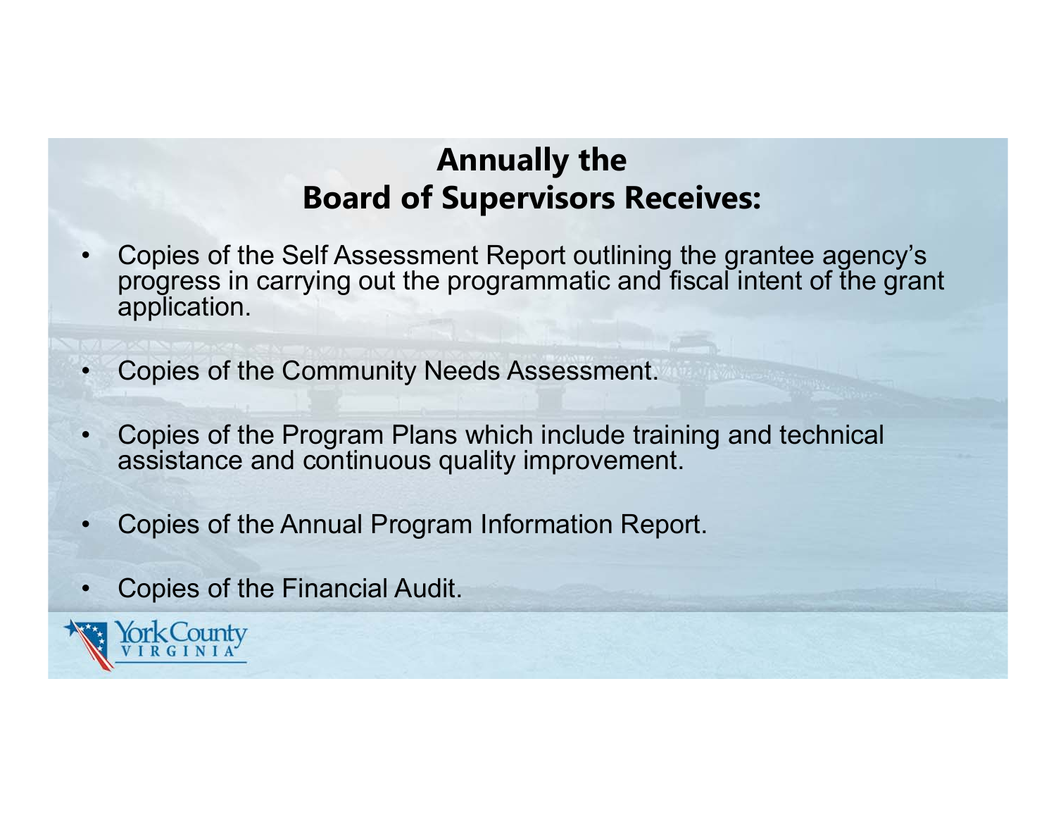# Annually the Board of Supervisors Receives:

- Copies of the Self Assessment Report outlining the grantee agency's progress in carrying out the programmatic and fiscal intent of the grant application.
- Copies of the Community Needs Assessment.
- Copies of the Program Plans which include training and technical assistance and continuous quality improvement.
- Copies of the Annual Program Information Report.
- Copies of the Financial Audit.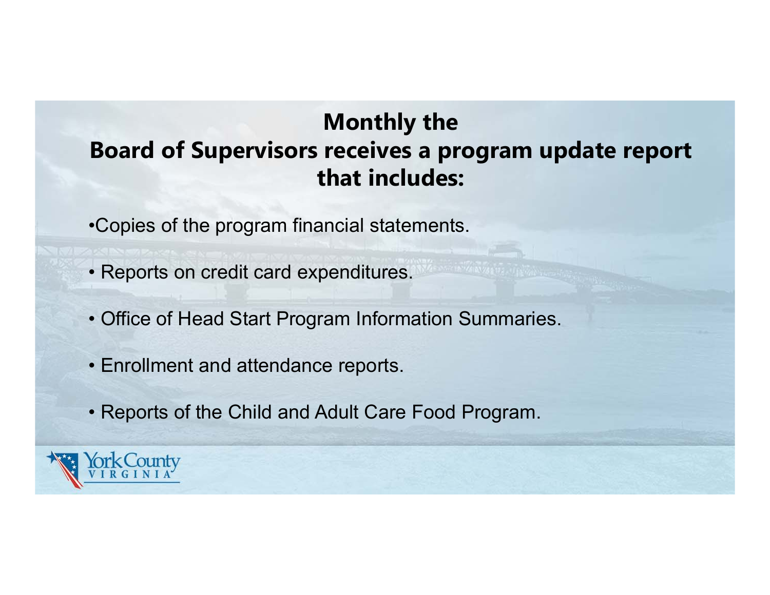## Monthly the Board of Supervisors receives a program update report that includes:

- Copies of the program financial statements.
- Reports on credit card expenditures.
- Office of Head Start Program Information Summaries.
- Enrollment and attendance reports.
- Reports of the Child and Adult Care Food Program.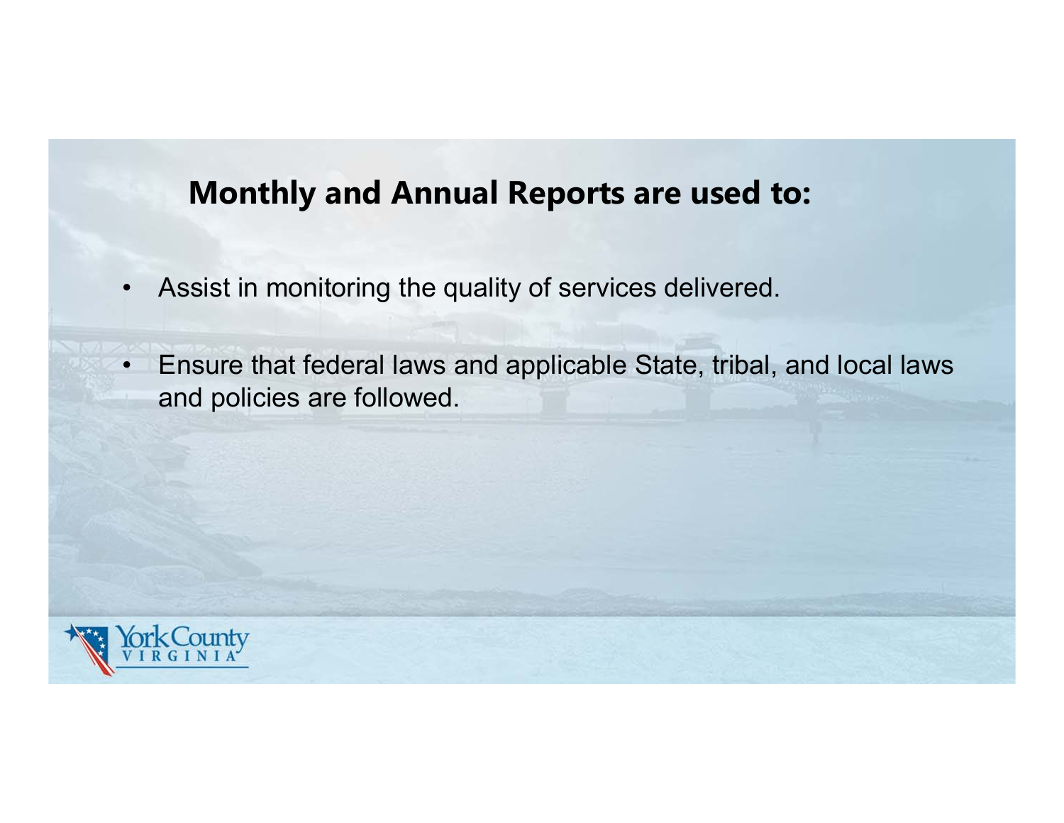## Monthly and Annual Reports are used to:

- Assist in monitoring the quality of services delivered.
- Ensure that federal laws and applicable State, tribal, and local laws and policies are followed.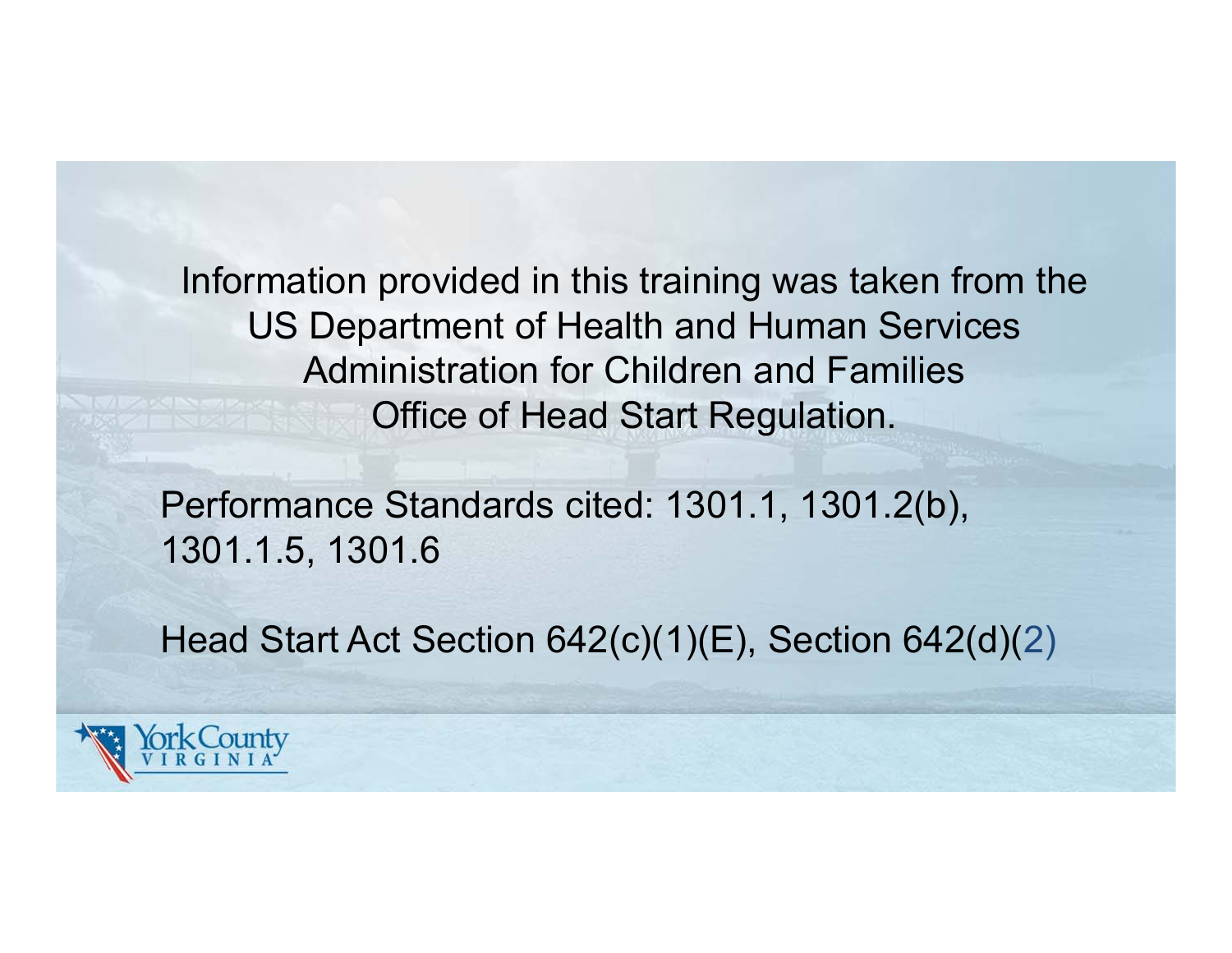Information provided in this training was taken from the US Department of Health and Human Services Administration for Children and Families Office of Head Start Regulation.

Performance Standards cited: 1301.1, 1301.2(b), 1301.1.5, 1301.6

Head Start Act Section 642(c)(1)(E), Section 642(d)(2)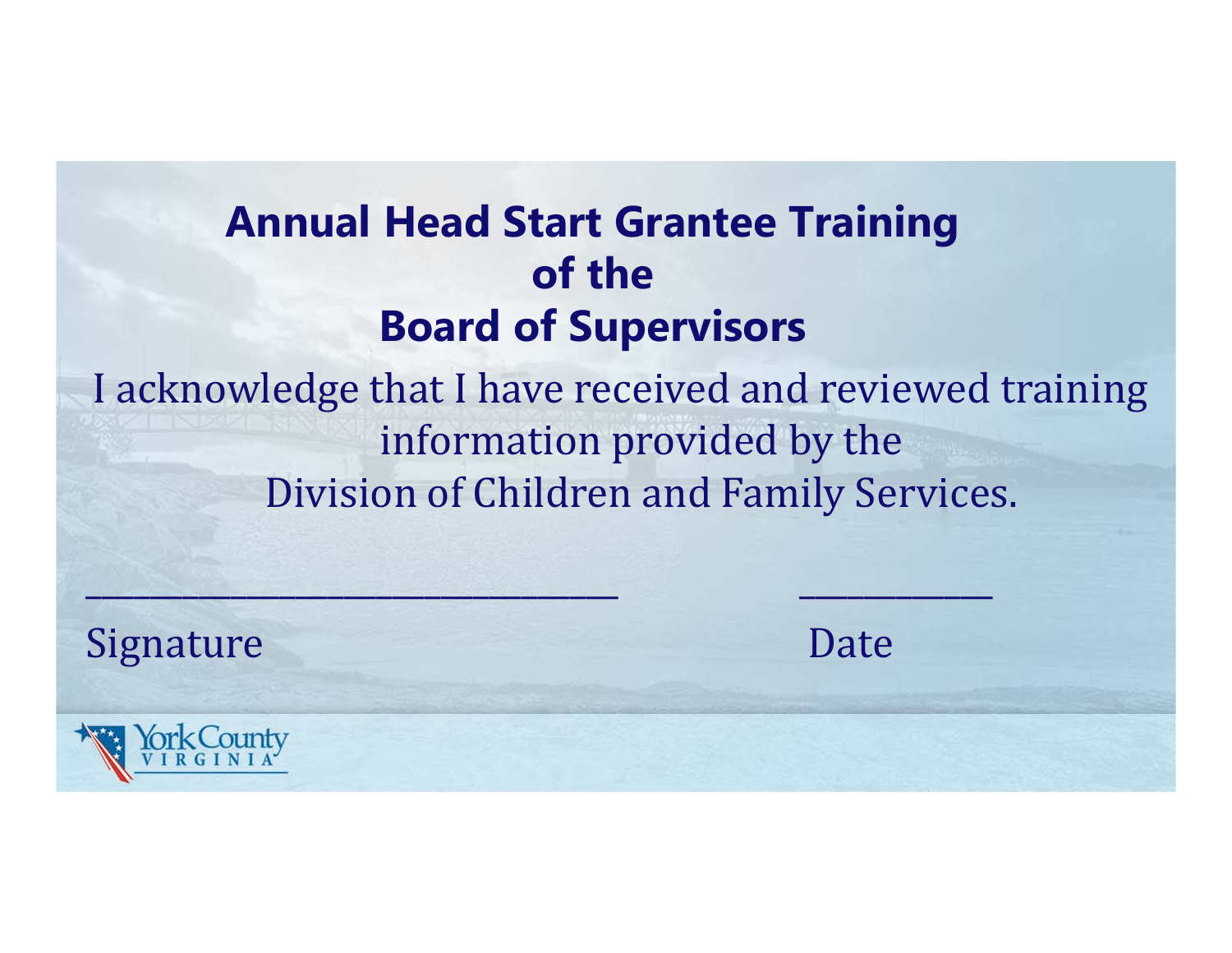# Annual Head Start Grantee Training of the Board of Supervisors

I acknowledge that I have received and reviewed training information provided by the Division of Children and Family Services.

______________________________ ____________

Signature Date

York County VIRGINIA